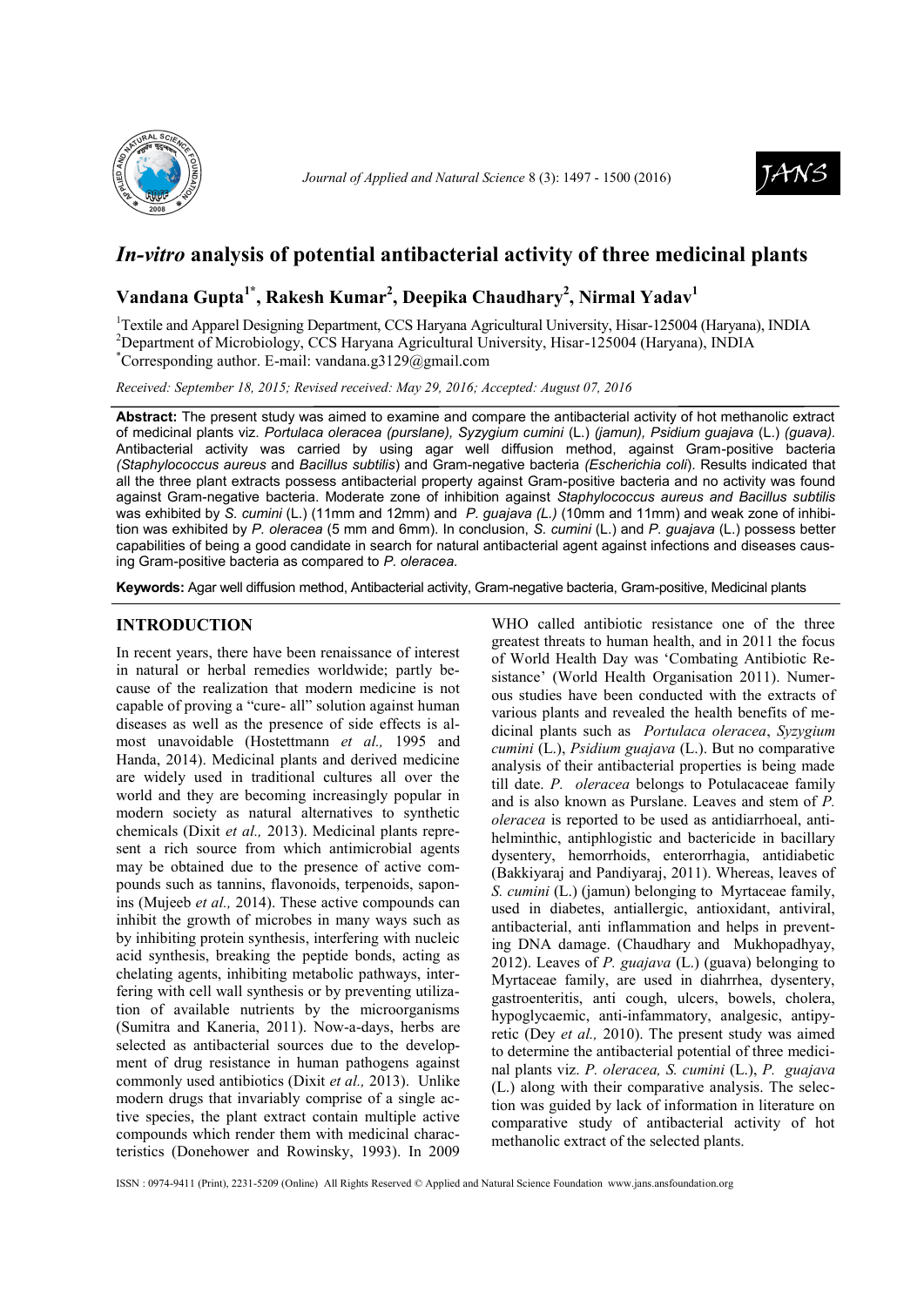# *In-vitro* analysis of potential antibacterial activity of three medicinal plants

**Vandana Gupta[1*], Rakesh Kumar[2], Deepika Chaudhary[2], Nirmal Yadav[1]**

[1]Textile and Apparel Designing Department, CCS Haryana Agricultural University, Hisar-125004 (Haryana), INDIA
[2]Department of Microbiology, CCS Haryana Agricultural University, Hisar-125004 (Haryana), INDIA
[*]Corresponding author. E-mail: vandana.g3129@gmail.com

*Received: September 18, 2015; Revised received: May 29, 2016; Accepted: August 07, 2016*

**Abstract:** The present study was aimed to examine and compare the antibacterial activity of hot methanolic extract of medicinal plants viz. *Portulaca oleracea (purslane), Syzygium cumini* (L.) *(jamun), Psidium guajava* (L.) *(guava).* Antibacterial activity was carried by using agar well diffusion method, against Gram-positive bacteria *(Staphylococcus aureus* and *Bacillus subtilis*) and Gram-negative bacteria *(Escherichia coli*). Results indicated that all the three plant extracts possess antibacterial property against Gram-positive bacteria and no activity was found against Gram-negative bacteria. Moderate zone of inhibition against *Staphylococcus aureus and Bacillus subtilis* was exhibited by *S. cumini* (L.) (11mm and 12mm) and *P. guajava (L.)* (10mm and 11mm) and weak zone of inhibition was exhibited by *P. oleracea* (5 mm and 6mm). In conclusion, *S. cumini* (L.) and *P. guajava* (L.) possess better capabilities of being a good candidate in search for natural antibacterial agent against infections and diseases causing Gram-positive bacteria as compared to *P. oleracea.*

**Keywords:** Agar well diffusion method, Antibacterial activity, Gram-negative bacteria, Gram-positive, Medicinal plants

## INTRODUCTION

In recent years, there have been renaissance of interest in natural or herbal remedies worldwide; partly because of the realization that modern medicine is not capable of proving a "cure- all" solution against human diseases as well as the presence of side effects is almost unavoidable (Hostettmann *et al.,* 1995 and Handa, 2014). Medicinal plants and derived medicine are widely used in traditional cultures all over the world and they are becoming increasingly popular in modern society as natural alternatives to synthetic chemicals (Dixit *et al.,* 2013). Medicinal plants represent a rich source from which antimicrobial agents may be obtained due to the presence of active compounds such as tannins, flavonoids, terpenoids, saponins (Mujeeb *et al.,* 2014). These active compounds can inhibit the growth of microbes in many ways such as by inhibiting protein synthesis, interfering with nucleic acid synthesis, breaking the peptide bonds, acting as chelating agents, inhibiting metabolic pathways, interfering with cell wall synthesis or by preventing utilization of available nutrients by the microorganisms (Sumitra and Kaneria, 2011). Now-a-days, herbs are selected as antibacterial sources due to the development of drug resistance in human pathogens against commonly used antibiotics (Dixit *et al.,* 2013). Unlike modern drugs that invariably comprise of a single active species, the plant extract contain multiple active compounds which render them with medicinal characteristics (Donehower and Rowinsky, 1993). In 2009 WHO called antibiotic resistance one of the three greatest threats to human health, and in 2011 the focus of World Health Day was 'Combating Antibiotic Resistance' (World Health Organisation 2011). Numerous studies have been conducted with the extracts of various plants and revealed the health benefits of medicinal plants such as *Portulaca oleracea*, *Syzygium cumini* (L.), *Psidium guajava* (L.). But no comparative analysis of their antibacterial properties is being made till date. *P. oleracea* belongs to Potulacaceae family and is also known as Purslane. Leaves and stem of *P. oleracea* is reported to be used as antidiarrhoeal, antihelminthic, antiphlogistic and bactericide in bacillary dysentery, hemorrhoids, enterorrhagia, antidiabetic (Bakkiyaraj and Pandiyaraj, 2011). Whereas, leaves of *S. cumini* (L.) (jamun) belonging to Myrtaceae family, used in diabetes, antiallergic, antioxidant, antiviral, antibacterial, anti inflammation and helps in preventing DNA damage. (Chaudhary and Mukhopadhyay, 2012). Leaves of *P. guajava* (L.) (guava) belonging to Myrtaceae family, are used in diahrrhea, dysentery, gastroenteritis, anti cough, ulcers, bowels, cholera, hypoglycaemic, anti-infammatory, analgesic, antipyretic (Dey *et al.,* 2010). The present study was aimed to determine the antibacterial potential of three medicinal plants viz. *P. oleracea, S. cumini* (L.), *P. guajava* (L.) along with their comparative analysis. The selection was guided by lack of information in literature on comparative study of antibacterial activity of hot methanolic extract of the selected plants.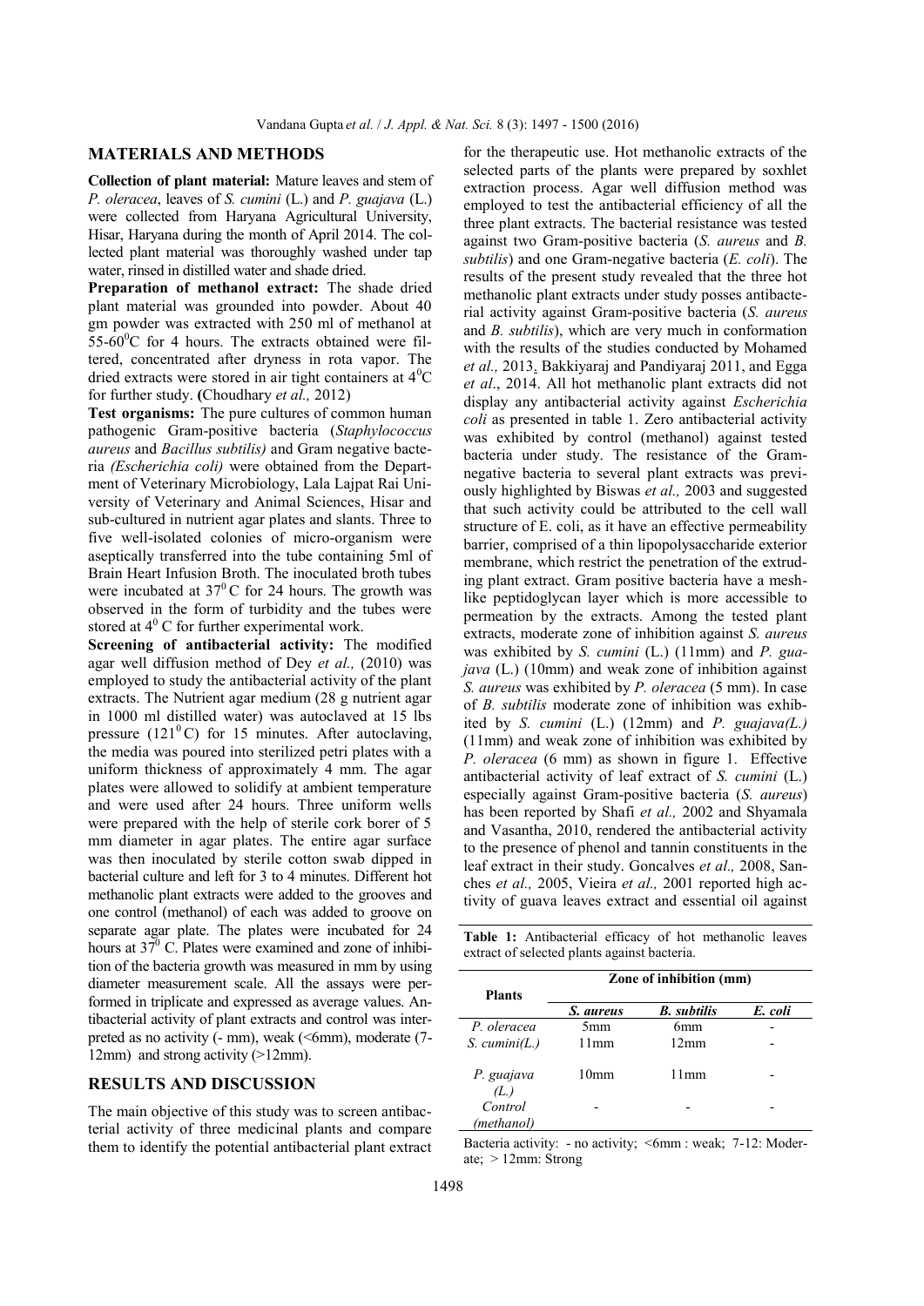## MATERIALS AND METHODS

**Collection of plant material:** Mature leaves and stem of *P. oleracea*, leaves of *S. cumini* (L.) and *P. guajava* (L.) were collected from Haryana Agricultural University, Hisar, Haryana during the month of April 2014. The collected plant material was thoroughly washed under tap water, rinsed in distilled water and shade dried.

**Preparation of methanol extract:** The shade dried plant material was grounded into powder. About 40 gm powder was extracted with 250 ml of methanol at 55-60$^0$C for 4 hours. The extracts obtained were filtered, concentrated after dryness in rota vapor. The dried extracts were stored in air tight containers at 4$^0$C for further study. **(**Choudhary *et al.,* 2012)

**Test organisms:** The pure cultures of common human pathogenic Gram-positive bacteria (*Staphylococcus aureus* and *Bacillus subtilis)* and Gram negative bacteria *(Escherichia coli)* were obtained from the Department of Veterinary Microbiology, Lala Lajpat Rai University of Veterinary and Animal Sciences, Hisar and sub-cultured in nutrient agar plates and slants. Three to five well-isolated colonies of micro-organism were aseptically transferred into the tube containing 5ml of Brain Heart Infusion Broth. The inoculated broth tubes were incubated at 37$^0$ C for 24 hours. The growth was observed in the form of turbidity and the tubes were stored at 4$^0$ C for further experimental work.

**Screening of antibacterial activity:** The modified agar well diffusion method of Dey *et al.,* (2010) was employed to study the antibacterial activity of the plant extracts. The Nutrient agar medium (28 g nutrient agar in 1000 ml distilled water) was autoclaved at 15 lbs pressure (121$^0$C) for 15 minutes. After autoclaving, the media was poured into sterilized petri plates with a uniform thickness of approximately 4 mm. The agar plates were allowed to solidify at ambient temperature and were used after 24 hours. Three uniform wells were prepared with the help of sterile cork borer of 5 mm diameter in agar plates. The entire agar surface was then inoculated by sterile cotton swab dipped in bacterial culture and left for 3 to 4 minutes. Different hot methanolic plant extracts were added to the grooves and one control (methanol) of each was added to groove on separate agar plate. The plates were incubated for 24 hours at 37$^0$ C. Plates were examined and zone of inhibition of the bacteria growth was measured in mm by using diameter measurement scale. All the assays were performed in triplicate and expressed as average values. Antibacterial activity of plant extracts and control was interpreted as no activity (- mm), weak (<6mm), moderate (7-12mm) and strong activity (>12mm).

## RESULTS AND DISCUSSION

The main objective of this study was to screen antibacterial activity of three medicinal plants and compare them to identify the potential antibacterial plant extract for the therapeutic use. Hot methanolic extracts of the selected parts of the plants were prepared by soxhlet extraction process. Agar well diffusion method was employed to test the antibacterial efficiency of all the three plant extracts. The bacterial resistance was tested against two Gram-positive bacteria (*S. aureus* and *B. subtilis*) and one Gram-negative bacteria (*E. coli*). The results of the present study revealed that the three hot methanolic plant extracts under study posses antibacterial activity against Gram-positive bacteria (*S. aureus* and *B. subtilis*), which are very much in conformation with the results of the studies conducted by Mohamed *et al.,* 2013, Bakkiyaraj and Pandiyaraj 2011, and Egga *et al*., 2014. All hot methanolic plant extracts did not display any antibacterial activity against *Escherichia coli* as presented in table 1. Zero antibacterial activity was exhibited by control (methanol) against tested bacteria under study. The resistance of the Gram-negative bacteria to several plant extracts was previously highlighted by Biswas *et al.,* 2003 and suggested that such activity could be attributed to the cell wall structure of E. coli, as it have an effective permeability barrier, comprised of a thin lipopolysaccharide exterior membrane, which restrict the penetration of the extruding plant extract. Gram positive bacteria have a mesh-like peptidoglycan layer which is more accessible to permeation by the extracts. Among the tested plant extracts, moderate zone of inhibition against *S. aureus* was exhibited by *S. cumini* (L.) (11mm) and *P. guajava* (L.) (10mm) and weak zone of inhibition against *S. aureus* was exhibited by *P. oleracea* (5 mm). In case of *B. subtilis* moderate zone of inhibition was exhibited by *S. cumini* (L.) (12mm) and *P. guajava(L.)* (11mm) and weak zone of inhibition was exhibited by *P. oleracea* (6 mm) as shown in figure 1. Effective antibacterial activity of leaf extract of *S. cumini* (L.) especially against Gram-positive bacteria (*S. aureus*) has been reported by Shafi *et al.,* 2002 and Shyamala and Vasantha, 2010, rendered the antibacterial activity to the presence of phenol and tannin constituents in the leaf extract in their study. Goncalves *et al.,* 2008, Sanches *et al.,* 2005, Vieira *et al.,* 2001 reported high activity of guava leaves extract and essential oil against

**Table 1:** Antibacterial efficacy of hot methanolic leaves extract of selected plants against bacteria.

| Plants | Zone of inhibition (mm) | | |
|---|---|---|---|
| | *S. aureus* | *B. subtilis* | *E. coli* |
| *P. oleracea* | 5mm | 6mm | - |
| *S. cumini(L.)* | 11mm | 12mm | - |
| *P. guajava (L.)* | 10mm | 11mm | - |
| *Control (methanol)* | - | - | - |

Bacteria activity: - no activity; <6mm : weak; 7-12: Moderate; > 12mm: Strong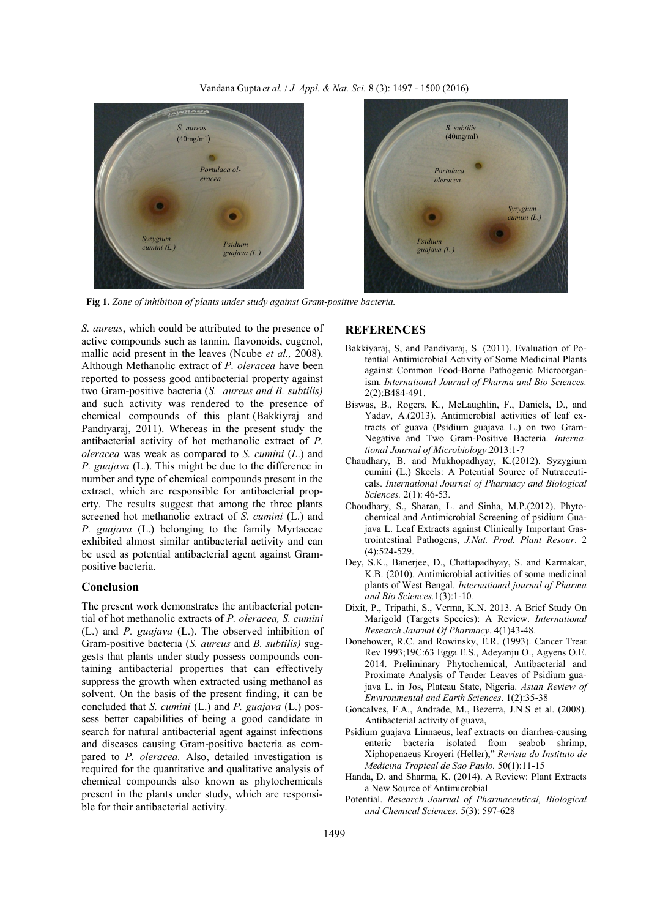**Fig 1.** *Zone of inhibition of plants under study against Gram-positive bacteria.*

*S. aureus*, which could be attributed to the presence of active compounds such as tannin, flavonoids, eugenol, mallic acid present in the leaves (Ncube *et al.,* 2008). Although Methanolic extract of *P. oleracea* have been reported to possess good antibacterial property against two Gram-positive bacteria (*S. aureus and B. subtilis)* and such activity was rendered to the presence of chemical compounds of this plant (Bakkiyraj and Pandiyaraj, 2011). Whereas in the present study the antibacterial activity of hot methanolic extract of *P. oleracea* was weak as compared to *S. cumini* (*L*.) and *P. guajava* (L.). This might be due to the difference in number and type of chemical compounds present in the extract, which are responsible for antibacterial property. The results suggest that among the three plants screened hot methanolic extract of *S. cumini* (L.) and *P. guajava* (L.) belonging to the family Myrtaceae exhibited almost similar antibacterial activity and can be used as potential antibacterial agent against Gram-positive bacteria.

## Conclusion

The present work demonstrates the antibacterial potential of hot methanolic extracts of *P. oleracea, S. cumini* (L.) and *P. guajava* (L.). The observed inhibition of Gram-positive bacteria (*S. aureus* and *B. subtilis)* suggests that plants under study possess compounds containing antibacterial properties that can effectively suppress the growth when extracted using methanol as solvent. On the basis of the present finding, it can be concluded that *S. cumini* (L.) and *P. guajava* (L.) possess better capabilities of being a good candidate in search for natural antibacterial agent against infections and diseases causing Gram-positive bacteria as compared to *P. oleracea.* Also, detailed investigation is required for the quantitative and qualitative analysis of chemical compounds also known as phytochemicals present in the plants under study, which are responsible for their antibacterial activity.

## REFERENCES

Bakkiyaraj, S, and Pandiyaraj, S. (2011). Evaluation of Potential Antimicrobial Activity of Some Medicinal Plants against Common Food-Borne Pathogenic Microorganism. *International Journal of Pharma and Bio Sciences.* 2(2):B484-491.

Biswas, B., Rogers, K., McLaughlin, F., Daniels, D., and Yadav, A.(2013). Antimicrobial activities of leaf extracts of guava (Psidium guajava L.) on two Gram-Negative and Two Gram-Positive Bacteria. *International Journal of Microbiology*.2013:1-7

Chaudhary, B. and Mukhopadhyay, K.(2012). Syzygium cumini (L.) Skeels: A Potential Source of Nutraceuticals. *International Journal of Pharmacy and Biological Sciences.* 2(1): 46-53.

Choudhary, S., Sharan, L. and Sinha, M.P.(2012). Phytochemical and Antimicrobial Screening of psidium Guajava L. Leaf Extracts against Clinically Important Gastrointestinal Pathogens, *J.Nat. Prod. Plant Resour*. 2 (4):524-529.

Dey, S.K., Banerjee, D., Chattapadhyay, S. and Karmakar, K.B. (2010). Antimicrobial activities of some medicinal plants of West Bengal. *International journal of Pharma and Bio Sciences.*1(3):1-10*.*

Dixit, P., Tripathi, S., Verma, K.N. 2013. A Brief Study On Marigold (Targets Species): A Review. *International Research Jaurnal Of Pharmacy*. 4(1)43-48.

Donehower, R.C. and Rowinsky, E.R. (1993). Cancer Treat Rev 1993;19C:63 Egga E.S., Adeyanju O., Agyens O.E. 2014. Preliminary Phytochemical, Antibacterial and Proximate Analysis of Tender Leaves of Psidium guajava L. in Jos, Plateau State, Nigeria. *Asian Review of Environmental and Earth Sciences*. 1(2):35-38

Goncalves, F.A., Andrade, M., Bezerra, J.N.S et al. (2008). Antibacterial activity of guava,

Psidium guajava Linnaeus, leaf extracts on diarrhea-causing enteric bacteria isolated from seabob shrimp, Xiphopenaeus Kroyeri (Heller)," *Revista do Instituto de Medicina Tropical de Sao Paulo.* 50(1):11-15

Handa, D. and Sharma, K. (2014). A Review: Plant Extracts a New Source of Antimicrobial

Potential*. Research Journal of Pharmaceutical, Biological and Chemical Sciences.* 5(3): 597-628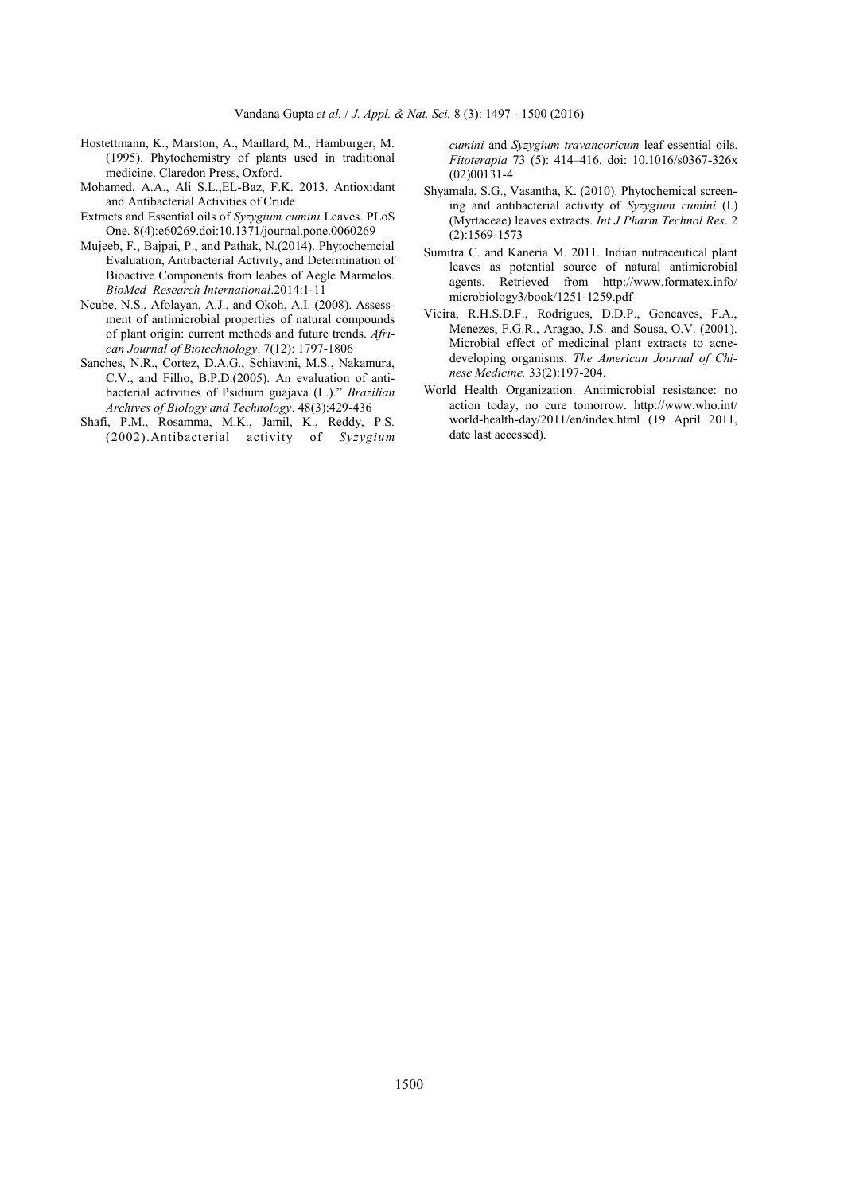Hostettmann, K., Marston, A., Maillard, M., Hamburger, M. (1995). Phytochemistry of plants used in traditional medicine. Claredon Press, Oxford.

Mohamed, A.A., Ali S.L.,EL-Baz, F.K. 2013. Antioxidant and Antibacterial Activities of Crude Extracts and Essential oils of *Syzygium cumini* Leaves. PLoS One. 8(4):e60269.doi:10.1371/journal.pone.0060269

Mujeeb, F., Bajpai, P., and Pathak, N.(2014). Phytochemcial Evaluation, Antibacterial Activity, and Determination of Bioactive Components from leabes of Aegle Marmelos. *BioMed Research International*.2014:1-11

Ncube, N.S., Afolayan, A.J., and Okoh, A.I. (2008). Assessment of antimicrobial properties of natural compounds of plant origin: current methods and future trends. *African Journal of Biotechnology*. 7(12): 1797-1806

Sanches, N.R., Cortez, D.A.G., Schiavini, M.S., Nakamura, C.V., and Filho, B.P.D.(2005). An evaluation of antibacterial activities of Psidium guajava (L.)." *Brazilian Archives of Biology and Technology*. 48(3):429-436

Shafi, P.M., Rosamma, M.K., Jamil, K., Reddy, P.S. (2002).Antibacterial activity of *Syzygium cumini* and *Syzygium travancoricum* leaf essential oils. *Fitoterapia* 73 (5): 414–416. doi: 10.1016/s0367-326x (02)00131-4

Shyamala, S.G., Vasantha, K. (2010). Phytochemical screening and antibacterial activity of *Syzygium cumini* (l.) (Myrtaceae) leaves extracts. *Int J Pharm Technol Res*. 2 (2):1569-1573

Sumitra C. and Kaneria M. 2011. Indian nutraceutical plant leaves as potential source of natural antimicrobial agents. Retrieved from http://www.formatex.info/microbiology3/book/1251-1259.pdf

Vieira, R.H.S.D.F., Rodrigues, D.D.P., Goncaves, F.A., Menezes, F.G.R., Aragao, J.S. and Sousa, O.V. (2001). Microbial effect of medicinal plant extracts to acne-developing organisms. *The American Journal of Chinese Medicine.* 33(2):197-204.

World Health Organization. Antimicrobial resistance: no action today, no cure tomorrow. http://www.who.int/world-health-day/2011/en/index.html (19 April 2011, date last accessed).